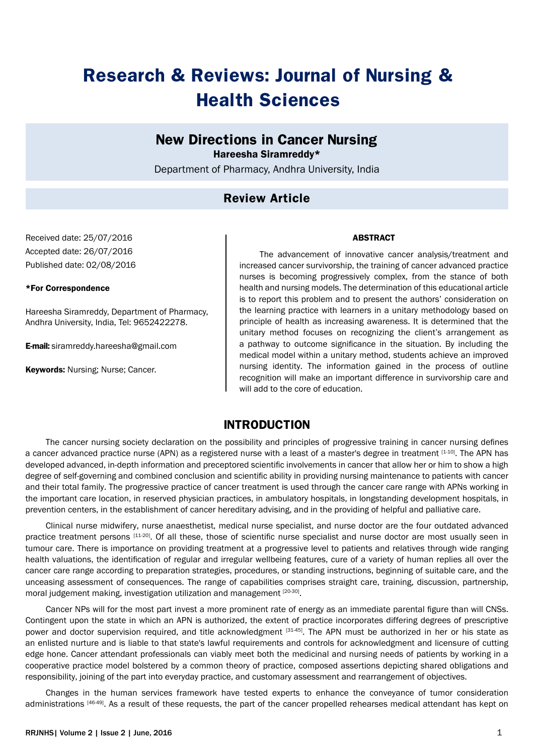# Research & Reviews: Journal of Nursing & Health Sciences

## New Directions in Cancer Nursing

**Hareesha Siramreddy***

Department of Pharmacy, Andhra University, India

### Review Article

Received date: 25/07/2016

Accepted date: 26/07/2016

Published date: 02/08/2016

**\*For Correspondence**

Hareesha Siramreddy, Department of Pharmacy, Andhra University, India, Tel: 9652422278.

**E-mail:** siramreddy.hareesha@gmail.com

**Keywords:** Nursing; Nurse; Cancer.

**ABSTRACT**

The advancement of innovative cancer analysis/treatment and increased cancer survivorship, the training of cancer advanced practice nurses is becoming progressively complex, from the stance of both health and nursing models. The determination of this educational article is to report this problem and to present the authors' consideration on the learning practice with learners in a unitary methodology based on principle of health as increasing awareness. It is determined that the unitary method focuses on recognizing the client's arrangement as a pathway to outcome significance in the situation. By including the medical model within a unitary method, students achieve an improved nursing identity. The information gained in the process of outline recognition will make an important difference in survivorship care and will add to the core of education.

## INTRODUCTION

The cancer nursing society declaration on the possibility and principles of progressive training in cancer nursing defines a cancer advanced practice nurse (APN) as a registered nurse with a least of a master's degree in treatment [1-10]. The APN has developed advanced, in-depth information and preceptored scientific involvements in cancer that allow her or him to show a high degree of self-governing and combined conclusion and scientific ability in providing nursing maintenance to patients with cancer and their total family. The progressive practice of cancer treatment is used through the cancer care range with APNs working in the important care location, in reserved physician practices, in ambulatory hospitals, in longstanding development hospitals, in prevention centers, in the establishment of cancer hereditary advising, and in the providing of helpful and palliative care.

Clinical nurse midwifery, nurse anaesthetist, medical nurse specialist, and nurse doctor are the four outdated advanced practice treatment persons [11-20]. Of all these, those of scientific nurse specialist and nurse doctor are most usually seen in tumour care. There is importance on providing treatment at a progressive level to patients and relatives through wide ranging health valuations, the identification of regular and irregular wellbeing features, cure of a variety of human replies all over the cancer care range according to preparation strategies, procedures, or standing instructions, beginning of suitable care, and the unceasing assessment of consequences. The range of capabilities comprises straight care, training, discussion, partnership, moral judgement making, investigation utilization and management [20-30].

Cancer NPs will for the most part invest a more prominent rate of energy as an immediate parental figure than will CNSs. Contingent upon the state in which an APN is authorized, the extent of practice incorporates differing degrees of prescriptive power and doctor supervision required, and title acknowledgment [31-45]. The APN must be authorized in her or his state as an enlisted nurture and is liable to that state's lawful requirements and controls for acknowledgment and licensure of cutting edge hone. Cancer attendant professionals can viably meet both the medicinal and nursing needs of patients by working in a cooperative practice model bolstered by a common theory of practice, composed assertions depicting shared obligations and responsibility, joining of the part into everyday practice, and customary assessment and rearrangement of objectives.

Changes in the human services framework have tested experts to enhance the conveyance of tumor consideration administrations [46-49]. As a result of these requests, the part of the cancer propelled rehearses medical attendant has kept on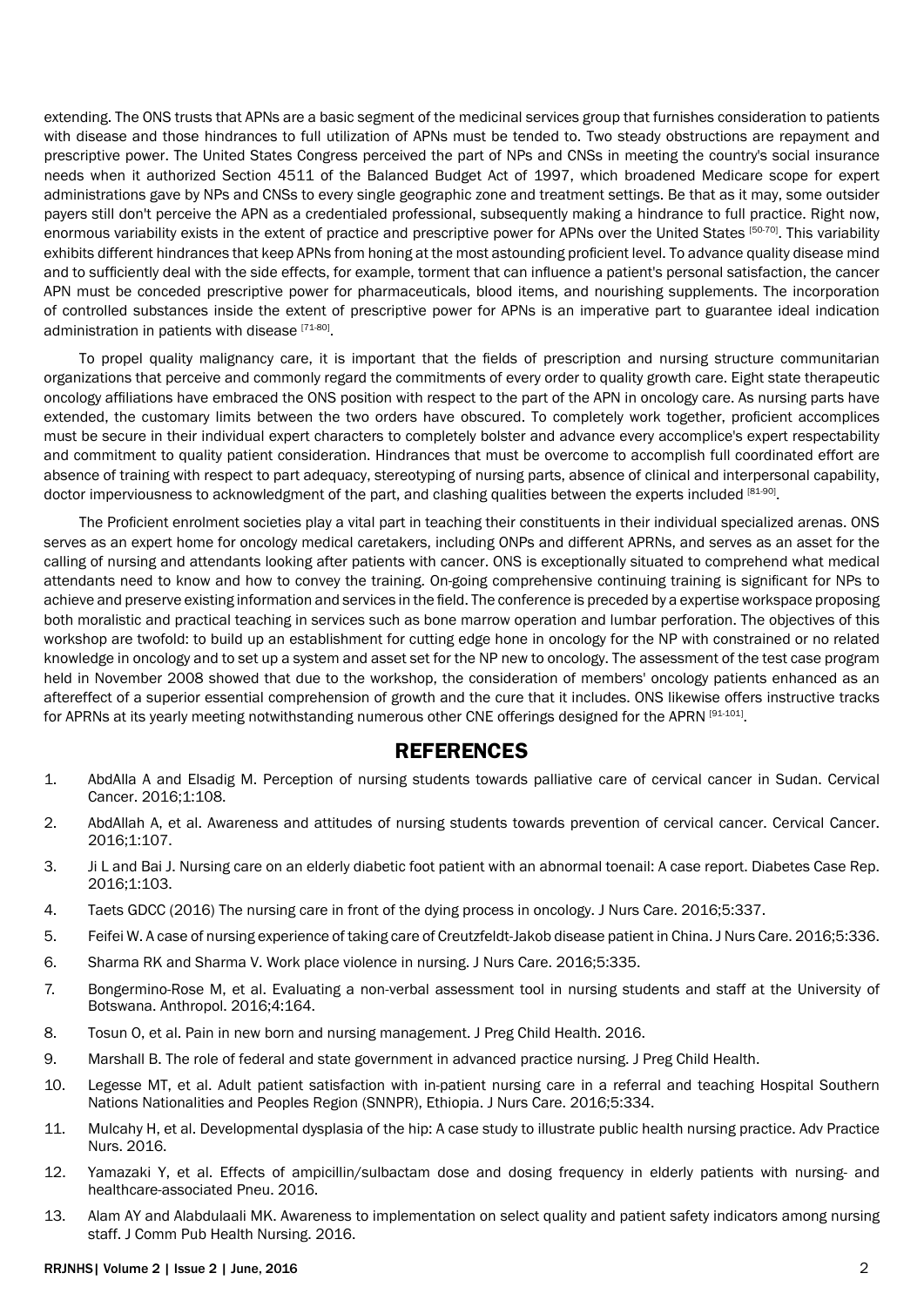extending. The ONS trusts that APNs are a basic segment of the medicinal services group that furnishes consideration to patients with disease and those hindrances to full utilization of APNs must be tended to. Two steady obstructions are repayment and prescriptive power. The United States Congress perceived the part of NPs and CNSs in meeting the country's social insurance needs when it authorized Section 4511 of the Balanced Budget Act of 1997, which broadened Medicare scope for expert administrations gave by NPs and CNSs to every single geographic zone and treatment settings. Be that as it may, some outsider payers still don't perceive the APN as a credentialed professional, subsequently making a hindrance to full practice. Right now, enormous variability exists in the extent of practice and prescriptive power for APNs over the United States [50-70]. This variability exhibits different hindrances that keep APNs from honing at the most astounding proficient level. To advance quality disease mind and to sufficiently deal with the side effects, for example, torment that can influence a patient's personal satisfaction, the cancer APN must be conceded prescriptive power for pharmaceuticals, blood items, and nourishing supplements. The incorporation of controlled substances inside the extent of prescriptive power for APNs is an imperative part to guarantee ideal indication administration in patients with disease [71-80].

To propel quality malignancy care, it is important that the fields of prescription and nursing structure communitarian organizations that perceive and commonly regard the commitments of every order to quality growth care. Eight state therapeutic oncology affiliations have embraced the ONS position with respect to the part of the APN in oncology care. As nursing parts have extended, the customary limits between the two orders have obscured. To completely work together, proficient accomplices must be secure in their individual expert characters to completely bolster and advance every accomplice's expert respectability and commitment to quality patient consideration. Hindrances that must be overcome to accomplish full coordinated effort are absence of training with respect to part adequacy, stereotyping of nursing parts, absence of clinical and interpersonal capability, doctor imperviousness to acknowledgment of the part, and clashing qualities between the experts included [81-90].

The Proficient enrolment societies play a vital part in teaching their constituents in their individual specialized arenas. ONS serves as an expert home for oncology medical caretakers, including ONPs and different APRNs, and serves as an asset for the calling of nursing and attendants looking after patients with cancer. ONS is exceptionally situated to comprehend what medical attendants need to know and how to convey the training. On-going comprehensive continuing training is significant for NPs to achieve and preserve existing information and services in the field. The conference is preceded by a expertise workspace proposing both moralistic and practical teaching in services such as bone marrow operation and lumbar perforation. The objectives of this workshop are twofold: to build up an establishment for cutting edge hone in oncology for the NP with constrained or no related knowledge in oncology and to set up a system and asset set for the NP new to oncology. The assessment of the test case program held in November 2008 showed that due to the workshop, the consideration of members' oncology patients enhanced as an aftereffect of a superior essential comprehension of growth and the cure that it includes. ONS likewise offers instructive tracks for APRNs at its yearly meeting notwithstanding numerous other CNE offerings designed for the APRN [91-101].

## REFERENCES

1. AbdAlla A and Elsadig M. Perception of nursing students towards palliative care of cervical cancer in Sudan. Cervical Cancer. 2016;1:108.
2. AbdAllah A, et al. Awareness and attitudes of nursing students towards prevention of cervical cancer. Cervical Cancer. 2016;1:107.
3. Ji L and Bai J. Nursing care on an elderly diabetic foot patient with an abnormal toenail: A case report. Diabetes Case Rep. 2016;1:103.
4. Taets GDCC (2016) The nursing care in front of the dying process in oncology. J Nurs Care. 2016;5:337.
5. Feifei W. A case of nursing experience of taking care of Creutzfeldt-Jakob disease patient in China. J Nurs Care. 2016;5:336.
6. Sharma RK and Sharma V. Work place violence in nursing. J Nurs Care. 2016;5:335.
7. Bongermino-Rose M, et al. Evaluating a non-verbal assessment tool in nursing students and staff at the University of Botswana. Anthropol. 2016;4:164.
8. Tosun O, et al. Pain in new born and nursing management. J Preg Child Health. 2016.
9. Marshall B. The role of federal and state government in advanced practice nursing. J Preg Child Health.
10. Legesse MT, et al. Adult patient satisfaction with in-patient nursing care in a referral and teaching Hospital Southern Nations Nationalities and Peoples Region (SNNPR), Ethiopia. J Nurs Care. 2016;5:334.
11. Mulcahy H, et al. Developmental dysplasia of the hip: A case study to illustrate public health nursing practice. Adv Practice Nurs. 2016.
12. Yamazaki Y, et al. Effects of ampicillin/sulbactam dose and dosing frequency in elderly patients with nursing- and healthcare-associated Pneu. 2016.
13. Alam AY and Alabdulaali MK. Awareness to implementation on select quality and patient safety indicators among nursing staff. J Comm Pub Health Nursing. 2016.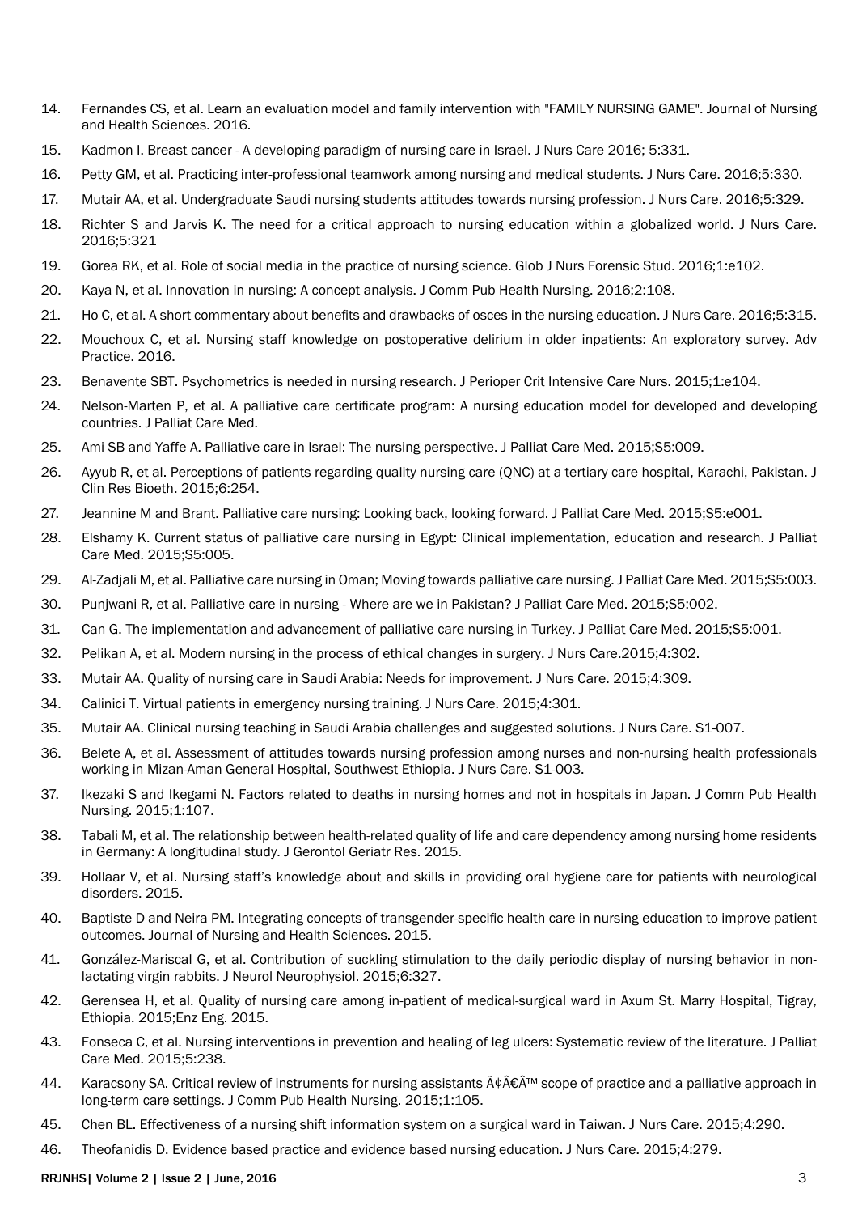14. Fernandes CS, et al. Learn an evaluation model and family intervention with "FAMILY NURSING GAME". Journal of Nursing and Health Sciences. 2016.
15. Kadmon I. Breast cancer - A developing paradigm of nursing care in Israel. J Nurs Care 2016; 5:331.
16. Petty GM, et al. Practicing inter-professional teamwork among nursing and medical students. J Nurs Care. 2016;5:330.
17. Mutair AA, et al. Undergraduate Saudi nursing students attitudes towards nursing profession. J Nurs Care. 2016;5:329.
18. Richter S and Jarvis K. The need for a critical approach to nursing education within a globalized world. J Nurs Care. 2016;5:321
19. Gorea RK, et al. Role of social media in the practice of nursing science. Glob J Nurs Forensic Stud. 2016;1:e102.
20. Kaya N, et al. Innovation in nursing: A concept analysis. J Comm Pub Health Nursing. 2016;2:108.
21. Ho C, et al. A short commentary about benefits and drawbacks of osces in the nursing education. J Nurs Care. 2016;5:315.
22. Mouchoux C, et al. Nursing staff knowledge on postoperative delirium in older inpatients: An exploratory survey. Adv Practice. 2016.
23. Benavente SBT. Psychometrics is needed in nursing research. J Perioper Crit Intensive Care Nurs. 2015;1:e104.
24. Nelson-Marten P, et al. A palliative care certificate program: A nursing education model for developed and developing countries. J Palliat Care Med.
25. Ami SB and Yaffe A. Palliative care in Israel: The nursing perspective. J Palliat Care Med. 2015;S5:009.
26. Ayyub R, et al. Perceptions of patients regarding quality nursing care (QNC) at a tertiary care hospital, Karachi, Pakistan. J Clin Res Bioeth. 2015;6:254.
27. Jeannine M and Brant. Palliative care nursing: Looking back, looking forward. J Palliat Care Med. 2015;S5:e001.
28. Elshamy K. Current status of palliative care nursing in Egypt: Clinical implementation, education and research. J Palliat Care Med. 2015;S5:005.
29. Al-Zadjali M, et al. Palliative care nursing in Oman; Moving towards palliative care nursing. J Palliat Care Med. 2015;S5:003.
30. Punjwani R, et al. Palliative care in nursing - Where are we in Pakistan? J Palliat Care Med. 2015;S5:002.
31. Can G. The implementation and advancement of palliative care nursing in Turkey. J Palliat Care Med. 2015;S5:001.
32. Pelikan A, et al. Modern nursing in the process of ethical changes in surgery. J Nurs Care.2015;4:302.
33. Mutair AA. Quality of nursing care in Saudi Arabia: Needs for improvement. J Nurs Care. 2015;4:309.
34. Calinici T. Virtual patients in emergency nursing training. J Nurs Care. 2015;4:301.
35. Mutair AA. Clinical nursing teaching in Saudi Arabia challenges and suggested solutions. J Nurs Care. S1-007.
36. Belete A, et al. Assessment of attitudes towards nursing profession among nurses and non-nursing health professionals working in Mizan-Aman General Hospital, Southwest Ethiopia. J Nurs Care. S1-003.
37. Ikezaki S and Ikegami N. Factors related to deaths in nursing homes and not in hospitals in Japan. J Comm Pub Health Nursing. 2015;1:107.
38. Tabali M, et al. The relationship between health-related quality of life and care dependency among nursing home residents in Germany: A longitudinal study. J Gerontol Geriatr Res. 2015.
39. Hollaar V, et al. Nursing staff's knowledge about and skills in providing oral hygiene care for patients with neurological disorders. 2015.
40. Baptiste D and Neira PM. Integrating concepts of transgender-specific health care in nursing education to improve patient outcomes. Journal of Nursing and Health Sciences. 2015.
41. González-Mariscal G, et al. Contribution of suckling stimulation to the daily periodic display of nursing behavior in non-lactating virgin rabbits. J Neurol Neurophysiol. 2015;6:327.
42. Gerensea H, et al. Quality of nursing care among in-patient of medical-surgical ward in Axum St. Marry Hospital, Tigray, Ethiopia. 2015;Enz Eng. 2015.
43. Fonseca C, et al. Nursing interventions in prevention and healing of leg ulcers: Systematic review of the literature. J Palliat Care Med. 2015;5:238.
44. Karacsony SA. Critical review of instruments for nursing assistants Ã¢Â€Â™ scope of practice and a palliative approach in long-term care settings. J Comm Pub Health Nursing. 2015;1:105.
45. Chen BL. Effectiveness of a nursing shift information system on a surgical ward in Taiwan. J Nurs Care. 2015;4:290.
46. Theofanidis D. Evidence based practice and evidence based nursing education. J Nurs Care. 2015;4:279.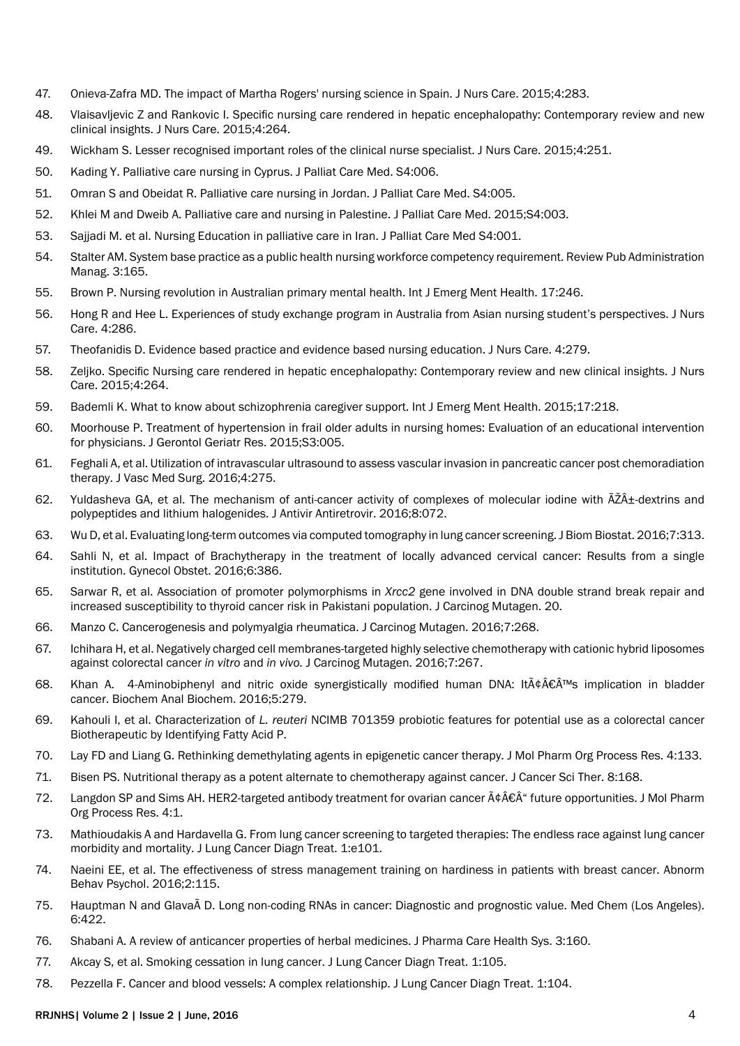47. Onieva-Zafra MD. The impact of Martha Rogers' nursing science in Spain. J Nurs Care. 2015;4:283.
48. Vlaisavljevic Z and Rankovic I. Specific nursing care rendered in hepatic encephalopathy: Contemporary review and new clinical insights. J Nurs Care. 2015;4:264.
49. Wickham S. Lesser recognised important roles of the clinical nurse specialist. J Nurs Care. 2015;4:251.
50. Kading Y. Palliative care nursing in Cyprus. J Palliat Care Med. S4:006.
51. Omran S and Obeidat R. Palliative care nursing in Jordan. J Palliat Care Med. S4:005.
52. Khlei M and Dweib A. Palliative care and nursing in Palestine. J Palliat Care Med. 2015;S4:003.
53. Sajjadi M. et al. Nursing Education in palliative care in Iran. J Palliat Care Med S4:001.
54. Stalter AM. System base practice as a public health nursing workforce competency requirement. Review Pub Administration Manag. 3:165.
55. Brown P. Nursing revolution in Australian primary mental health. Int J Emerg Ment Health. 17:246.
56. Hong R and Hee L. Experiences of study exchange program in Australia from Asian nursing student's perspectives. J Nurs Care. 4:286.
57. Theofanidis D. Evidence based practice and evidence based nursing education. J Nurs Care. 4:279.
58. Zeljko. Specific Nursing care rendered in hepatic encephalopathy: Contemporary review and new clinical insights. J Nurs Care. 2015;4:264.
59. Bademli K. What to know about schizophrenia caregiver support. Int J Emerg Ment Health. 2015;17:218.
60. Moorhouse P. Treatment of hypertension in frail older adults in nursing homes: Evaluation of an educational intervention for physicians. J Gerontol Geriatr Res. 2015;S3:005.
61. Feghali A, et al. Utilization of intravascular ultrasound to assess vascular invasion in pancreatic cancer post chemoradiation therapy. J Vasc Med Surg. 2016;4:275.
62. Yuldasheva GA, et al. The mechanism of anti-cancer activity of complexes of molecular iodine with ÃŽÂ±-dextrins and polypeptides and lithium halogenides. J Antivir Antiretrovir. 2016;8:072.
63. Wu D, et al. Evaluating long-term outcomes via computed tomography in lung cancer screening. J Biom Biostat. 2016;7:313.
64. Sahli N, et al. Impact of Brachytherapy in the treatment of locally advanced cervical cancer: Results from a single institution. Gynecol Obstet. 2016;6:386.
65. Sarwar R, et al. Association of promoter polymorphisms in *Xrcc2* gene involved in DNA double strand break repair and increased susceptibility to thyroid cancer risk in Pakistani population. J Carcinog Mutagen. 20.
66. Manzo C. Cancerogenesis and polymyalgia rheumatica. J Carcinog Mutagen. 2016;7:268.
67. Ichihara H, et al. Negatively charged cell membranes-targeted highly selective chemotherapy with cationic hybrid liposomes against colorectal cancer *in vitro* and *in vivo.* J Carcinog Mutagen. 2016;7:267.
68. Khan A. 4-Aminobiphenyl and nitric oxide synergistically modified human DNA: ItÃ¢Â€Â™s implication in bladder cancer. Biochem Anal Biochem. 2016;5:279.
69. Kahouli I, et al. Characterization of *L. reuteri* NCIMB 701359 probiotic features for potential use as a colorectal cancer Biotherapeutic by Identifying Fatty Acid P.
70. Lay FD and Liang G. Rethinking demethylating agents in epigenetic cancer therapy. J Mol Pharm Org Process Res. 4:133.
71. Bisen PS. Nutritional therapy as a potent alternate to chemotherapy against cancer. J Cancer Sci Ther. 8:168.
72. Langdon SP and Sims AH. HER2-targeted antibody treatment for ovarian cancer Ã¢Â€Â“ future opportunities. J Mol Pharm Org Process Res. 4:1.
73. Mathioudakis A and Hardavella G. From lung cancer screening to targeted therapies: The endless race against lung cancer morbidity and mortality. J Lung Cancer Diagn Treat. 1:e101.
74. Naeini EE, et al. The effectiveness of stress management training on hardiness in patients with breast cancer. Abnorm Behav Psychol. 2016;2:115.
75. Hauptman N and GlavaÃ D. Long non-coding RNAs in cancer: Diagnostic and prognostic value. Med Chem (Los Angeles). 6:422.
76. Shabani A. A review of anticancer properties of herbal medicines. J Pharma Care Health Sys. 3:160.
77. Akcay S, et al. Smoking cessation in lung cancer. J Lung Cancer Diagn Treat. 1:105.
78. Pezzella F. Cancer and blood vessels: A complex relationship. J Lung Cancer Diagn Treat. 1:104.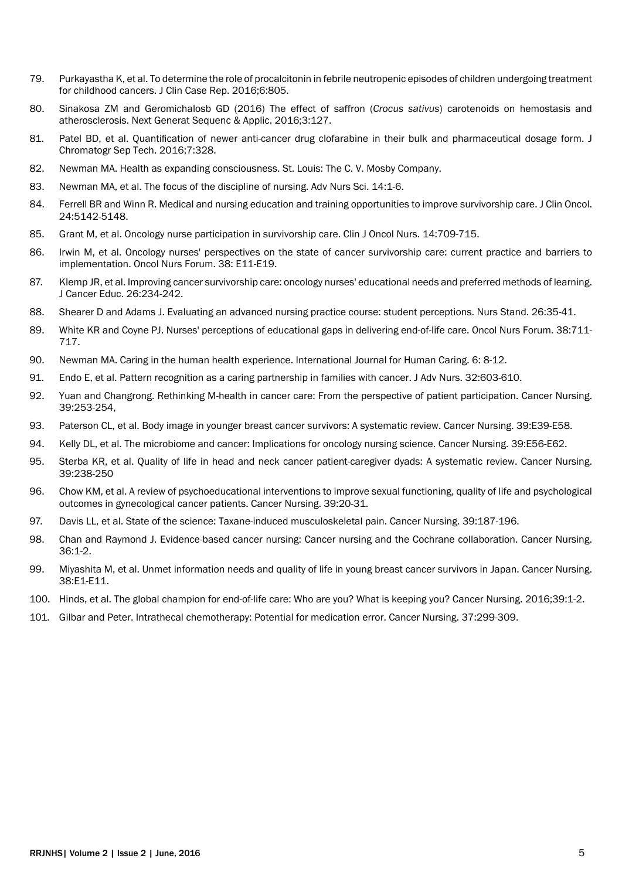79. Purkayastha K, et al. To determine the role of procalcitonin in febrile neutropenic episodes of children undergoing treatment for childhood cancers. J Clin Case Rep. 2016;6:805.
80. Sinakosa ZM and Geromichalosb GD (2016) The effect of saffron (*Crocus sativus*) carotenoids on hemostasis and atherosclerosis. Next Generat Sequenc & Applic. 2016;3:127.
81. Patel BD, et al. Quantification of newer anti-cancer drug clofarabine in their bulk and pharmaceutical dosage form. J Chromatogr Sep Tech. 2016;7:328.
82. Newman MA. Health as expanding consciousness. St. Louis: The C. V. Mosby Company.
83. Newman MA, et al. The focus of the discipline of nursing. Adv Nurs Sci. 14:1-6.
84. Ferrell BR and Winn R. Medical and nursing education and training opportunities to improve survivorship care. J Clin Oncol. 24:5142-5148.
85. Grant M, et al. Oncology nurse participation in survivorship care. Clin J Oncol Nurs. 14:709-715.
86. Irwin M, et al. Oncology nurses' perspectives on the state of cancer survivorship care: current practice and barriers to implementation. Oncol Nurs Forum. 38: E11-E19.
87. Klemp JR, et al. Improving cancer survivorship care: oncology nurses' educational needs and preferred methods of learning. J Cancer Educ. 26:234-242.
88. Shearer D and Adams J. Evaluating an advanced nursing practice course: student perceptions. Nurs Stand. 26:35-41.
89. White KR and Coyne PJ. Nurses' perceptions of educational gaps in delivering end-of-life care. Oncol Nurs Forum. 38:711-717.
90. Newman MA. Caring in the human health experience. International Journal for Human Caring. 6: 8-12.
91. Endo E, et al. Pattern recognition as a caring partnership in families with cancer. J Adv Nurs. 32:603-610.
92. Yuan and Changrong. Rethinking M-health in cancer care: From the perspective of patient participation. Cancer Nursing. 39:253-254,
93. Paterson CL, et al. Body image in younger breast cancer survivors: A systematic review. Cancer Nursing. 39:E39-E58.
94. Kelly DL, et al. The microbiome and cancer: Implications for oncology nursing science. Cancer Nursing. 39:E56-E62.
95. Sterba KR, et al. Quality of life in head and neck cancer patient-caregiver dyads: A systematic review. Cancer Nursing. 39:238-250
96. Chow KM, et al. A review of psychoeducational interventions to improve sexual functioning, quality of life and psychological outcomes in gynecological cancer patients. Cancer Nursing. 39:20-31.
97. Davis LL, et al. State of the science: Taxane-induced musculoskeletal pain. Cancer Nursing. 39:187-196.
98. Chan and Raymond J. Evidence-based cancer nursing: Cancer nursing and the Cochrane collaboration. Cancer Nursing. 36:1-2.
99. Miyashita M, et al. Unmet information needs and quality of life in young breast cancer survivors in Japan. Cancer Nursing. 38:E1-E11.
100. Hinds, et al. The global champion for end-of-life care: Who are you? What is keeping you? Cancer Nursing. 2016;39:1-2.
101. Gilbar and Peter. Intrathecal chemotherapy: Potential for medication error. Cancer Nursing. 37:299-309.